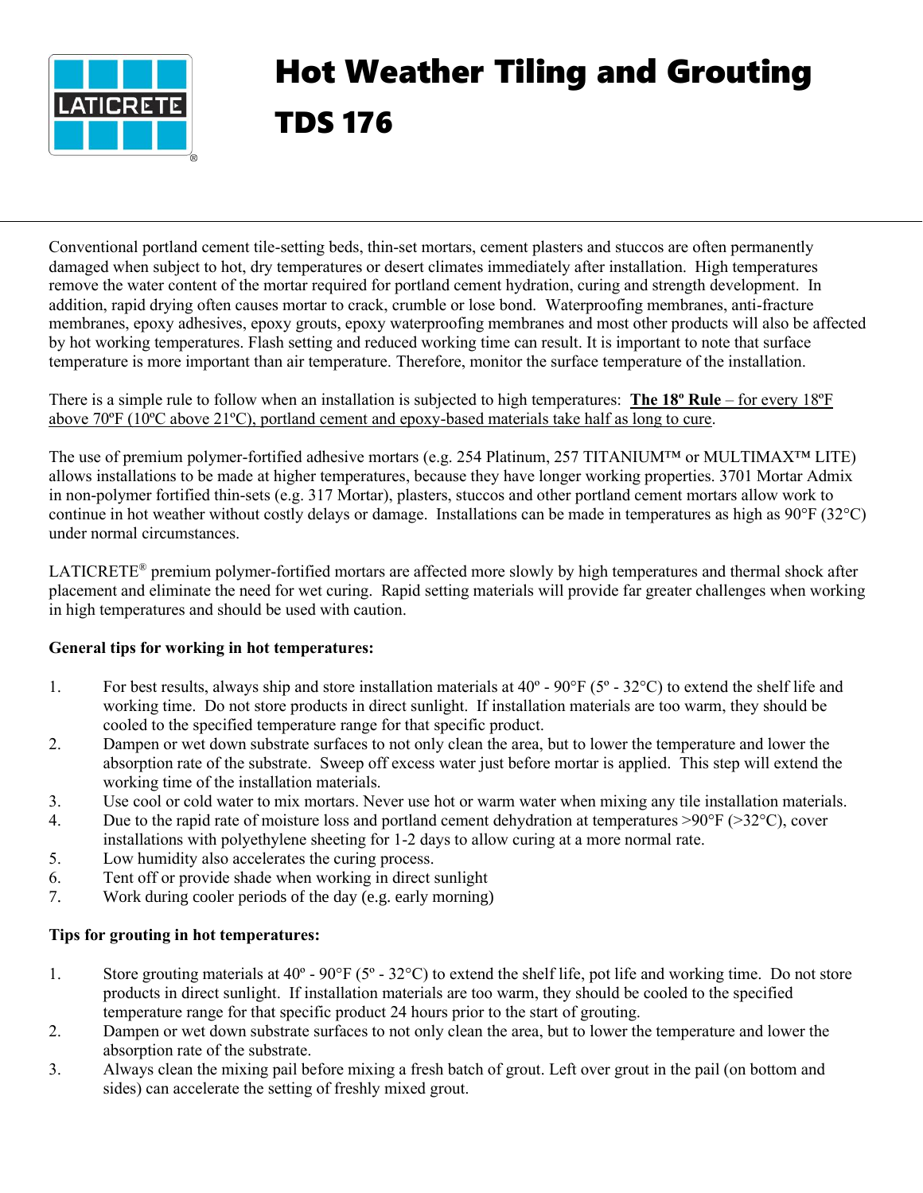# Hot Weather Tiling and Grouting

# TDS 176

Conventional portland cement tile-setting beds, thin-set mortars, cement plasters and stuccos are often permanently damaged when subject to hot, dry temperatures or desert climates immediately after installation. High temperatures remove the water content of the mortar required for portland cement hydration, curing and strength development. In addition, rapid drying often causes mortar to crack, crumble or lose bond. Waterproofing membranes, anti-fracture membranes, epoxy adhesives, epoxy grouts, epoxy waterproofing membranes and most other products will also be affected by hot working temperatures. Flash setting and reduced working time can result. It is important to note that surface temperature is more important than air temperature. Therefore, monitor the surface temperature of the installation.

There is a simple rule to follow when an installation is subjected to high temperatures: **The 18º Rule** – for every 18ºF above 70ºF (10ºC above 21ºC), portland cement and epoxy-based materials take half as long to cure.

The use of premium polymer-fortified adhesive mortars (e.g. 254 Platinum, 257 TITANIUM™ or MULTIMAX™ LITE) allows installations to be made at higher temperatures, because they have longer working properties. 3701 Mortar Admix in non-polymer fortified thin-sets (e.g. 317 Mortar), plasters, stuccos and other portland cement mortars allow work to continue in hot weather without costly delays or damage. Installations can be made in temperatures as high as 90°F (32°C) under normal circumstances.

LATICRETE® premium polymer-fortified mortars are affected more slowly by high temperatures and thermal shock after placement and eliminate the need for wet curing. Rapid setting materials will provide far greater challenges when working in high temperatures and should be used with caution.

**General tips for working in hot temperatures:**

1. For best results, always ship and store installation materials at 40º - 90°F (5º - 32°C) to extend the shelf life and working time. Do not store products in direct sunlight. If installation materials are too warm, they should be cooled to the specified temperature range for that specific product.
2. Dampen or wet down substrate surfaces to not only clean the area, but to lower the temperature and lower the absorption rate of the substrate. Sweep off excess water just before mortar is applied. This step will extend the working time of the installation materials.
3. Use cool or cold water to mix mortars. Never use hot or warm water when mixing any tile installation materials.
4. Due to the rapid rate of moisture loss and portland cement dehydration at temperatures >90°F (>32°C), cover installations with polyethylene sheeting for 1-2 days to allow curing at a more normal rate.
5. Low humidity also accelerates the curing process.
6. Tent off or provide shade when working in direct sunlight
7. Work during cooler periods of the day (e.g. early morning)

**Tips for grouting in hot temperatures:**

1. Store grouting materials at 40º - 90°F (5º - 32°C) to extend the shelf life, pot life and working time. Do not store products in direct sunlight. If installation materials are too warm, they should be cooled to the specified temperature range for that specific product 24 hours prior to the start of grouting.
2. Dampen or wet down substrate surfaces to not only clean the area, but to lower the temperature and lower the absorption rate of the substrate.
3. Always clean the mixing pail before mixing a fresh batch of grout. Left over grout in the pail (on bottom and sides) can accelerate the setting of freshly mixed grout.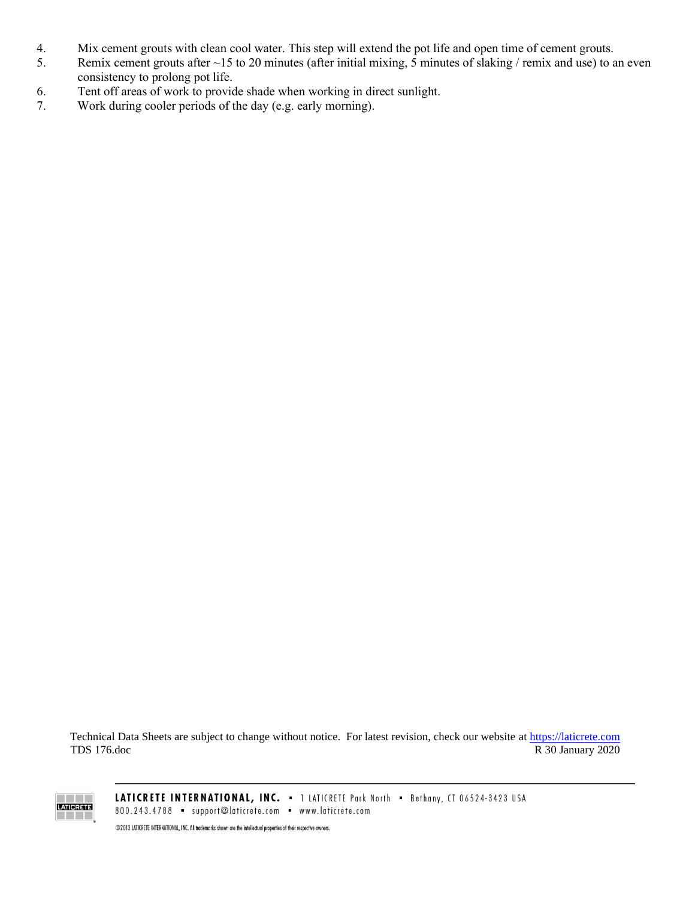4. Mix cement grouts with clean cool water. This step will extend the pot life and open time of cement grouts.
5. Remix cement grouts after ~15 to 20 minutes (after initial mixing, 5 minutes of slaking / remix and use) to an even consistency to prolong pot life.
6. Tent off areas of work to provide shade when working in direct sunlight.
7. Work during cooler periods of the day (e.g. early morning).

Technical Data Sheets are subject to change without notice. For latest revision, check our website at https://laticrete.com

TDS 176.doc R 30 January 2020

**LATICRETE INTERNATIONAL, INC.** ▪ 1 LATICRETE Park North ▪ Bethany, CT 06524-3423 USA
800.243.4788 ▪ support@laticrete.com ▪ www.laticrete.com

©2013 LATICRETE INTERNATIONAL, INC. All trademarks shown are the intellectual properties of their respective owners.